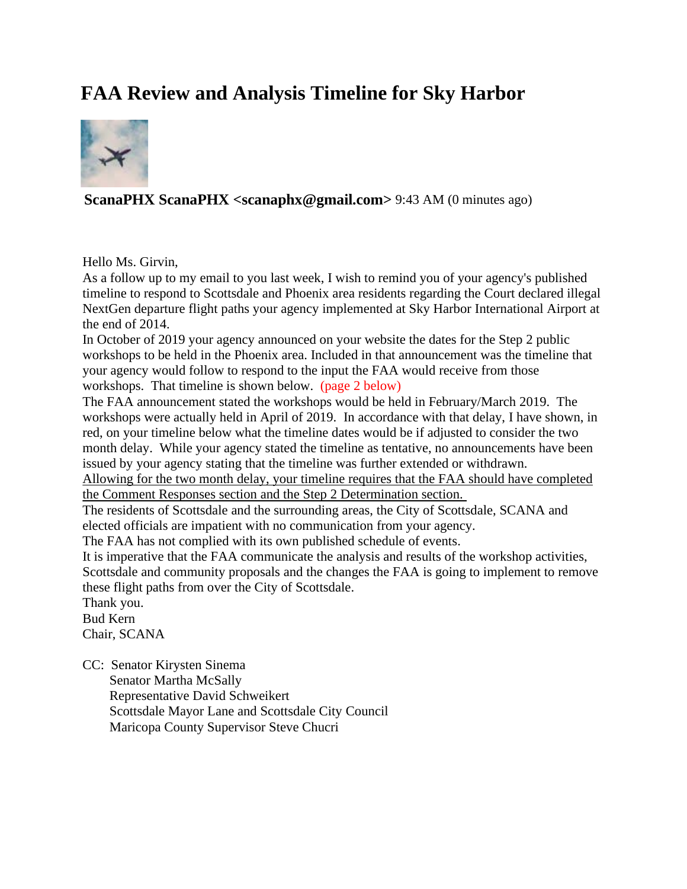# FAA Review and Analysis Timeline for Sky Harbor

**ScanaPHX ScanaPHX <scanaphx@gmail.com>** 9:43 AM (0 minutes ago)

Hello Ms. Girvin,

As a follow up to my email to you last week, I wish to remind you of your agency's published timeline to respond to Scottsdale and Phoenix area residents regarding the Court declared illegal NextGen departure flight paths your agency implemented at Sky Harbor International Airport at the end of 2014.

In October of 2019 your agency announced on your website the dates for the Step 2 public workshops to be held in the Phoenix area. Included in that announcement was the timeline that your agency would follow to respond to the input the FAA would receive from those workshops. That timeline is shown below. (page 2 below)

The FAA announcement stated the workshops would be held in February/March 2019. The workshops were actually held in April of 2019. In accordance with that delay, I have shown, in red, on your timeline below what the timeline dates would be if adjusted to consider the two month delay. While your agency stated the timeline as tentative, no announcements have been issued by your agency stating that the timeline was further extended or withdrawn.

Allowing for the two month delay, your timeline requires that the FAA should have completed the Comment Responses section and the Step 2 Determination section.

The residents of Scottsdale and the surrounding areas, the City of Scottsdale, SCANA and elected officials are impatient with no communication from your agency.

The FAA has not complied with its own published schedule of events.

It is imperative that the FAA communicate the analysis and results of the workshop activities, Scottsdale and community proposals and the changes the FAA is going to implement to remove these flight paths from over the City of Scottsdale.

Thank you.

Bud Kern

Chair, SCANA

CC: Senator Kirysten Sinema
Senator Martha McSally
Representative David Schweikert
Scottsdale Mayor Lane and Scottsdale City Council
Maricopa County Supervisor Steve Chucri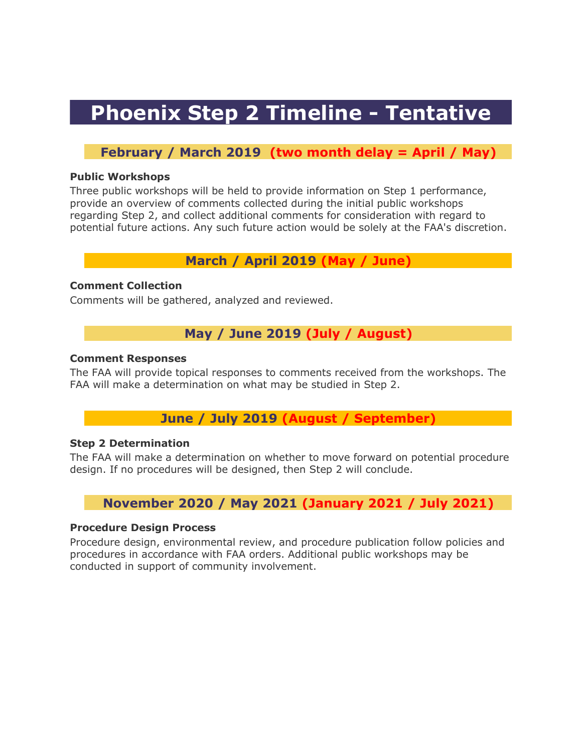# Phoenix Step 2 Timeline - Tentative

## February / March 2019 (two month delay = April / May)

**Public Workshops**

Three public workshops will be held to provide information on Step 1 performance, provide an overview of comments collected during the initial public workshops regarding Step 2, and collect additional comments for consideration with regard to potential future actions. Any such future action would be solely at the FAA's discretion.

## March / April 2019 (May / June)

**Comment Collection**

Comments will be gathered, analyzed and reviewed.

## May / June 2019 (July / August)

**Comment Responses**

The FAA will provide topical responses to comments received from the workshops. The FAA will make a determination on what may be studied in Step 2.

## June / July 2019 (August / September)

**Step 2 Determination**

The FAA will make a determination on whether to move forward on potential procedure design. If no procedures will be designed, then Step 2 will conclude.

## November 2020 / May 2021 (January 2021 / July 2021)

**Procedure Design Process**

Procedure design, environmental review, and procedure publication follow policies and procedures in accordance with FAA orders. Additional public workshops may be conducted in support of community involvement.